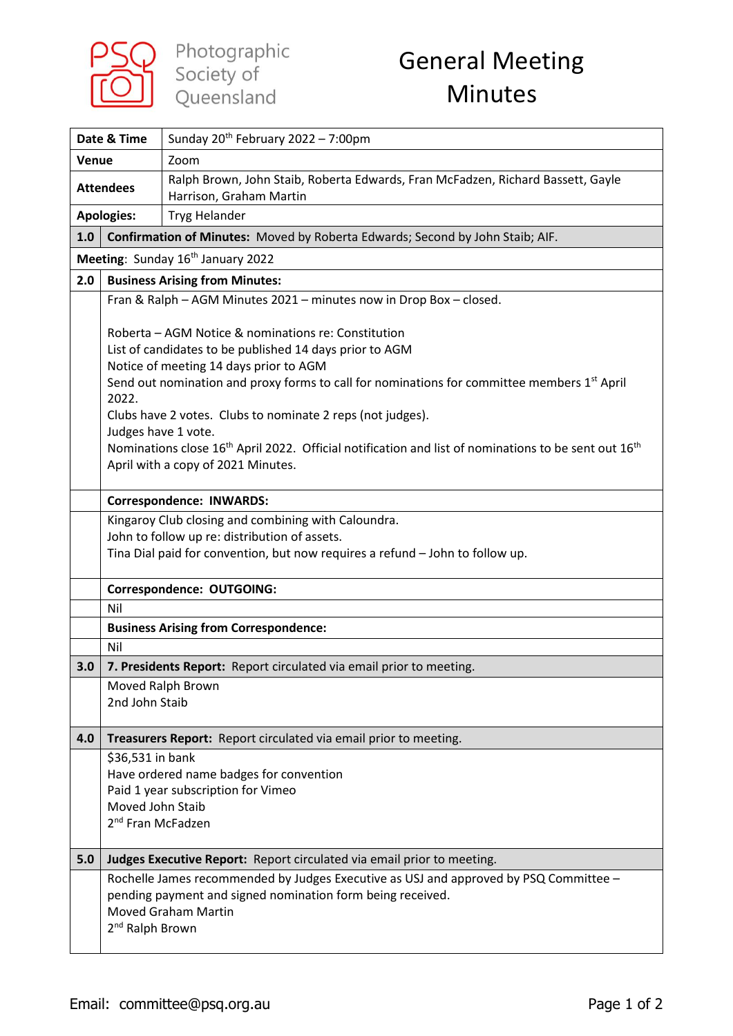Photographic Society of Queensland

# General Meeting Minutes

| | |
|---|---|
| **Date & Time** | Sunday 20th February 2022 – 7:00pm |
| **Venue** | Zoom |
| **Attendees** | Ralph Brown, John Staib, Roberta Edwards, Fran McFadzen, Richard Bassett, Gayle Harrison, Graham Martin |
| **Apologies:** | Tryg Helander |

| | |
|---|---|
| **1.0** | **Confirmation of Minutes:** Moved by Roberta Edwards; Second by John Staib; AIF. |
| **Meeting**: Sunday 16th January 2022 | |
| **2.0** | **Business Arising from Minutes:** |
| | Fran & Ralph – AGM Minutes 2021 – minutes now in Drop Box – closed.<br><br>Roberta – AGM Notice & nominations re: Constitution<br>List of candidates to be published 14 days prior to AGM<br>Notice of meeting 14 days prior to AGM<br>Send out nomination and proxy forms to call for nominations for committee members 1st April 2022.<br>Clubs have 2 votes. Clubs to nominate 2 reps (not judges).<br>Judges have 1 vote.<br>Nominations close 16th April 2022. Official notification and list of nominations to be sent out 16th April with a copy of 2021 Minutes. |
| | **Correspondence: INWARDS:** |
| | Kingaroy Club closing and combining with Caloundra.<br>John to follow up re: distribution of assets.<br>Tina Dial paid for convention, but now requires a refund – John to follow up. |
| | **Correspondence: OUTGOING:** |
| | Nil |
| | **Business Arising from Correspondence:** |
| | Nil |
| **3.0** | **7. Presidents Report:** Report circulated via email prior to meeting. |
| | Moved Ralph Brown<br>2nd John Staib |
| **4.0** | **Treasurers Report:** Report circulated via email prior to meeting. |
| | $36,531 in bank<br>Have ordered name badges for convention<br>Paid 1 year subscription for Vimeo<br>Moved John Staib<br>2nd Fran McFadzen |
| **5.0** | **Judges Executive Report:** Report circulated via email prior to meeting. |
| | Rochelle James recommended by Judges Executive as USJ and approved by PSQ Committee – pending payment and signed nomination form being received.<br>Moved Graham Martin<br>2nd Ralph Brown |

Email: committee@psq.org.au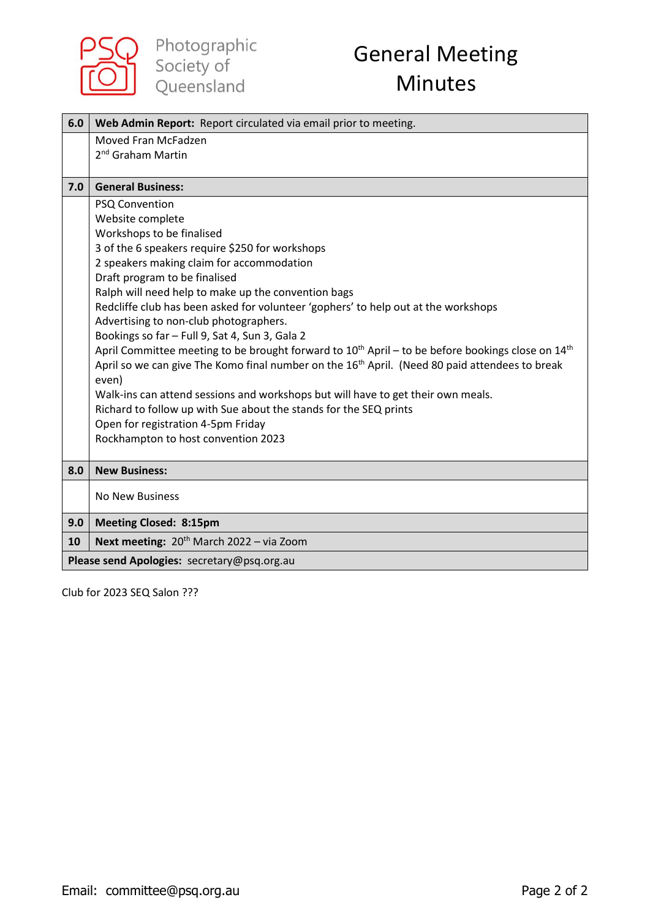Photographic Society of Queensland

# General Meeting Minutes

| | |
|---|---|
| **6.0** | **Web Admin Report:** Report circulated via email prior to meeting. |
| | Moved Fran McFadzen<br>2nd Graham Martin |
| **7.0** | **General Business:** |
| | PSQ Convention<br>Website complete<br>Workshops to be finalised<br>3 of the 6 speakers require $250 for workshops<br>2 speakers making claim for accommodation<br>Draft program to be finalised<br>Ralph will need help to make up the convention bags<br>Redcliffe club has been asked for volunteer 'gophers' to help out at the workshops<br>Advertising to non-club photographers.<br>Bookings so far – Full 9, Sat 4, Sun 3, Gala 2<br>April Committee meeting to be brought forward to 10th April – to be before bookings close on 14th April so we can give The Komo final number on the 16th April. (Need 80 paid attendees to break even)<br>Walk-ins can attend sessions and workshops but will have to get their own meals.<br>Richard to follow up with Sue about the stands for the SEQ prints<br>Open for registration 4-5pm Friday<br>Rockhampton to host convention 2023 |
| **8.0** | **New Business:** |
| | No New Business |
| **9.0** | **Meeting Closed: 8:15pm** |
| **10** | **Next meeting:** 20th March 2022 – via Zoom |
| **Please send Apologies:** secretary@psq.org.au | |

Club for 2023 SEQ Salon ???

Email: committee@psq.org.au